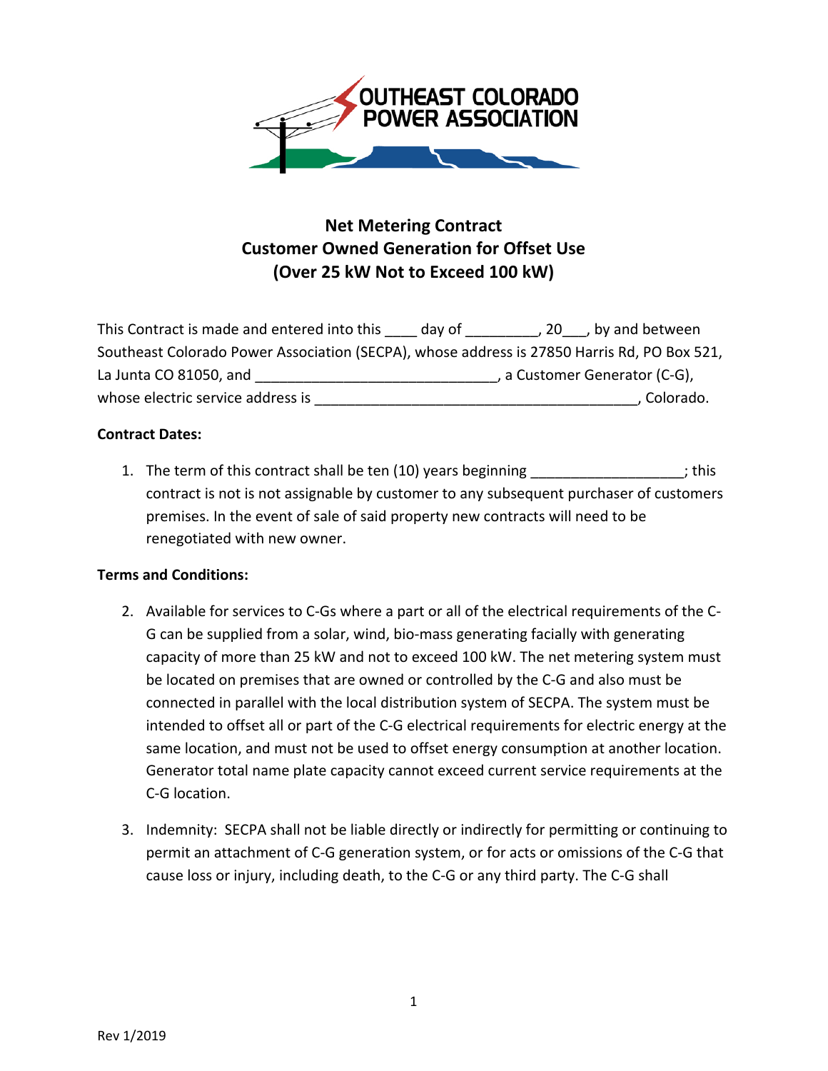# Net Metering Contract
## Customer Owned Generation for Offset Use
## (Over 25 kW Not to Exceed 100 kW)

This Contract is made and entered into this ____ day of _________, 20___, by and between Southeast Colorado Power Association (SECPA), whose address is 27850 Harris Rd, PO Box 521, La Junta CO 81050, and ______________________________, a Customer Generator (C-G), whose electric service address is ________________________________________, Colorado.

**Contract Dates:**

1. The term of this contract shall be ten (10) years beginning __________________; this contract is not is not assignable by customer to any subsequent purchaser of customers premises. In the event of sale of said property new contracts will need to be renegotiated with new owner.

**Terms and Conditions:**

2. Available for services to C-Gs where a part or all of the electrical requirements of the C-G can be supplied from a solar, wind, bio-mass generating facially with generating capacity of more than 25 kW and not to exceed 100 kW. The net metering system must be located on premises that are owned or controlled by the C-G and also must be connected in parallel with the local distribution system of SECPA. The system must be intended to offset all or part of the C-G electrical requirements for electric energy at the same location, and must not be used to offset energy consumption at another location. Generator total name plate capacity cannot exceed current service requirements at the C-G location.

3. Indemnity: SECPA shall not be liable directly or indirectly for permitting or continuing to permit an attachment of C-G generation system, or for acts or omissions of the C-G that cause loss or injury, including death, to the C-G or any third party. The C-G shall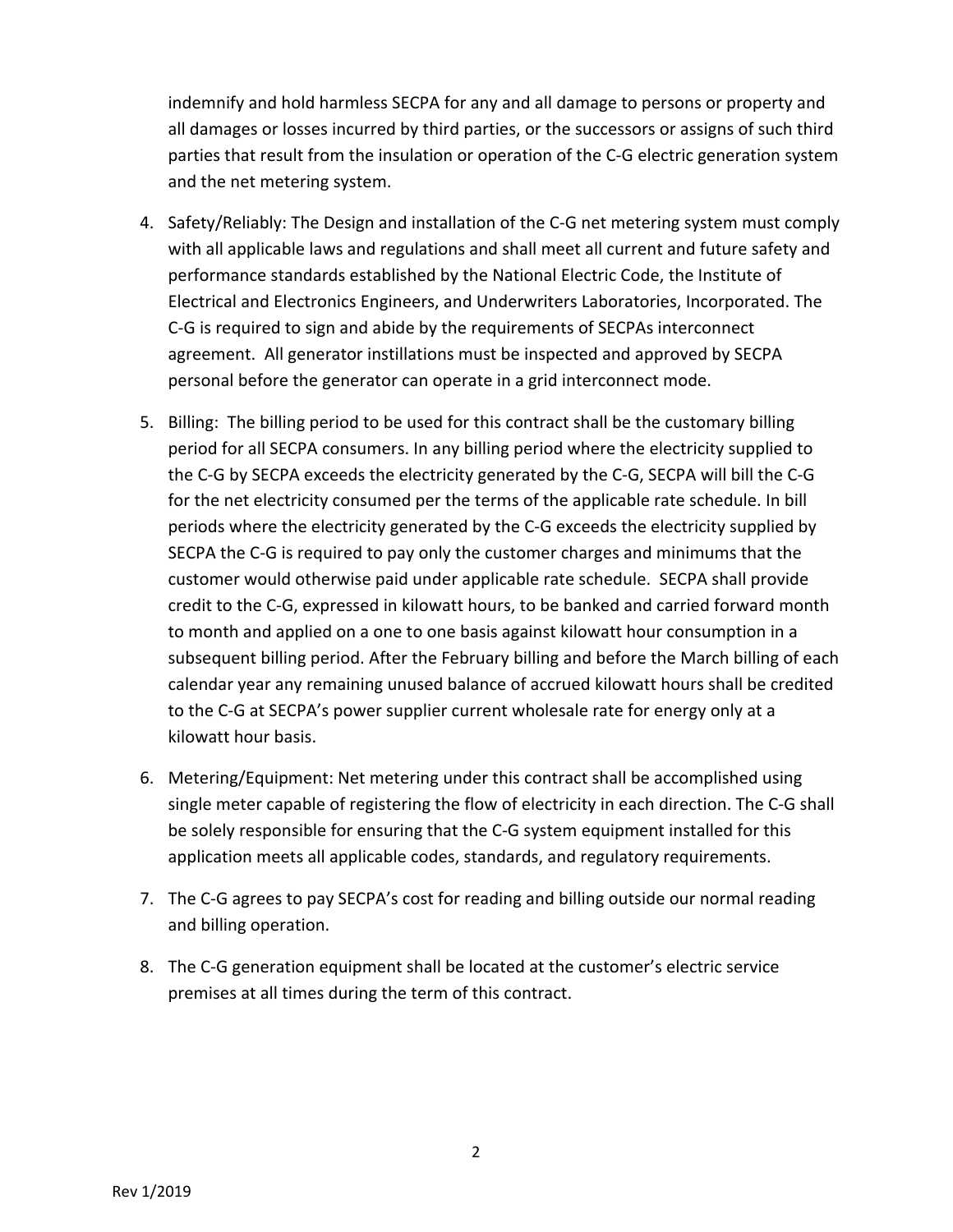indemnify and hold harmless SECPA for any and all damage to persons or property and all damages or losses incurred by third parties, or the successors or assigns of such third parties that result from the insulation or operation of the C-G electric generation system and the net metering system.

4. Safety/Reliably: The Design and installation of the C-G net metering system must comply with all applicable laws and regulations and shall meet all current and future safety and performance standards established by the National Electric Code, the Institute of Electrical and Electronics Engineers, and Underwriters Laboratories, Incorporated. The C-G is required to sign and abide by the requirements of SECPAs interconnect agreement. All generator instillations must be inspected and approved by SECPA personal before the generator can operate in a grid interconnect mode.

5. Billing: The billing period to be used for this contract shall be the customary billing period for all SECPA consumers. In any billing period where the electricity supplied to the C-G by SECPA exceeds the electricity generated by the C-G, SECPA will bill the C-G for the net electricity consumed per the terms of the applicable rate schedule. In bill periods where the electricity generated by the C-G exceeds the electricity supplied by SECPA the C-G is required to pay only the customer charges and minimums that the customer would otherwise paid under applicable rate schedule. SECPA shall provide credit to the C-G, expressed in kilowatt hours, to be banked and carried forward month to month and applied on a one to one basis against kilowatt hour consumption in a subsequent billing period. After the February billing and before the March billing of each calendar year any remaining unused balance of accrued kilowatt hours shall be credited to the C-G at SECPA's power supplier current wholesale rate for energy only at a kilowatt hour basis.

6. Metering/Equipment: Net metering under this contract shall be accomplished using single meter capable of registering the flow of electricity in each direction. The C-G shall be solely responsible for ensuring that the C-G system equipment installed for this application meets all applicable codes, standards, and regulatory requirements.

7. The C-G agrees to pay SECPA's cost for reading and billing outside our normal reading and billing operation.

8. The C-G generation equipment shall be located at the customer's electric service premises at all times during the term of this contract.

Rev 1/2019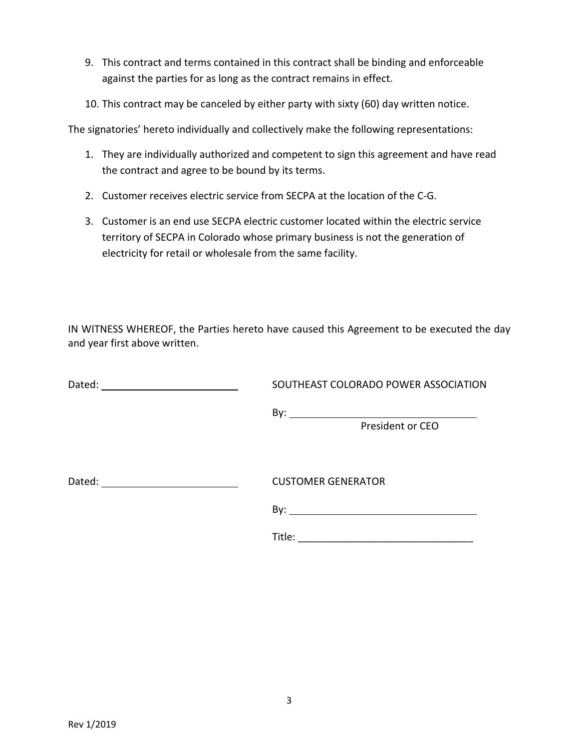9. This contract and terms contained in this contract shall be binding and enforceable against the parties for as long as the contract remains in effect.

10. This contract may be canceled by either party with sixty (60) day written notice.

The signatories' hereto individually and collectively make the following representations:

1. They are individually authorized and competent to sign this agreement and have read the contract and agree to be bound by its terms.

2. Customer receives electric service from SECPA at the location of the C-G.

3. Customer is an end use SECPA electric customer located within the electric service territory of SECPA in Colorado whose primary business is not the generation of electricity for retail or wholesale from the same facility.

IN WITNESS WHEREOF, the Parties hereto have caused this Agreement to be executed the day and year first above written.

Dated: ______________________

SOUTHEAST COLORADO POWER ASSOCIATION

By: ______________________________
President or CEO

Dated: ______________________

CUSTOMER GENERATOR

By: ______________________________

Title: ______________________________

Rev 1/2019